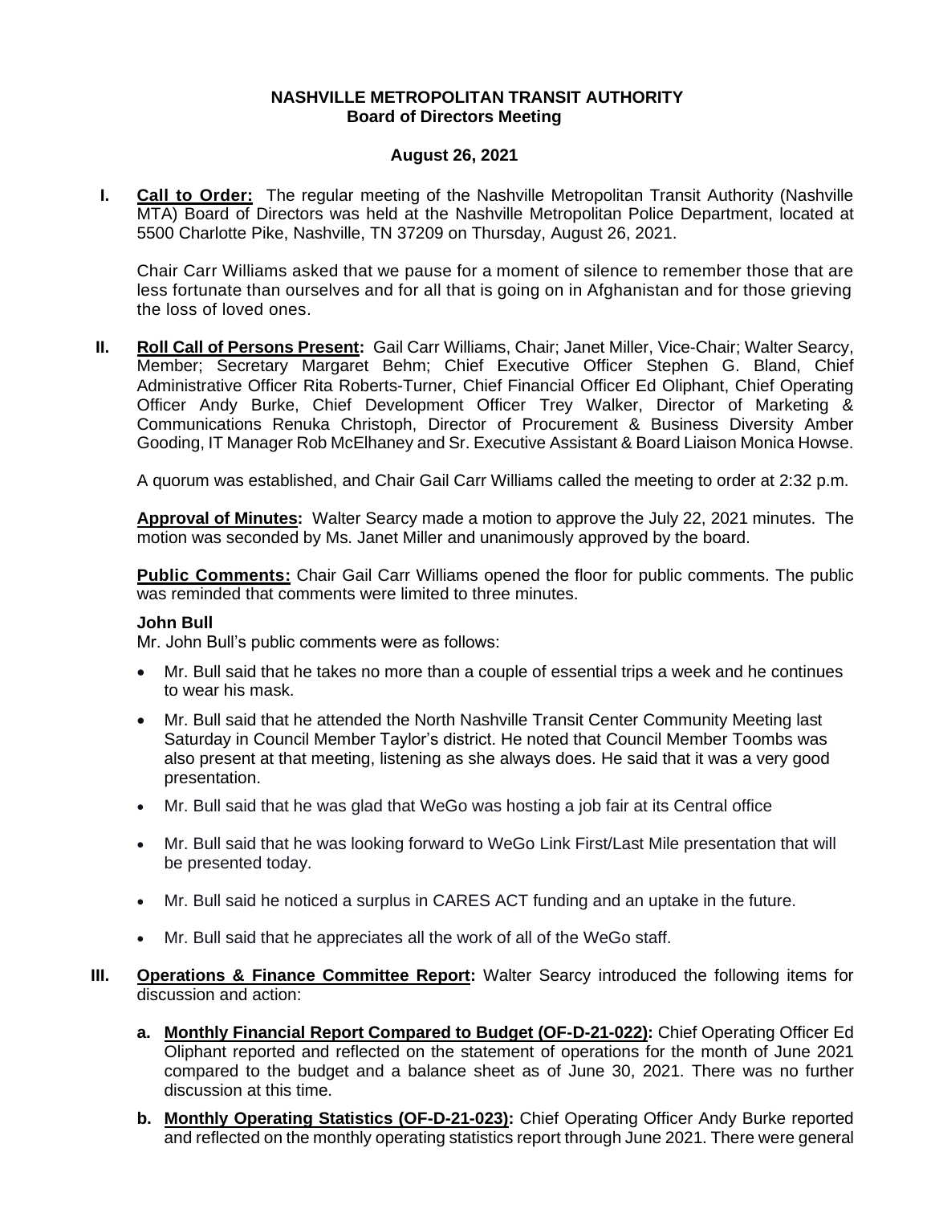**NASHVILLE METROPOLITAN TRANSIT AUTHORITY**
**Board of Directors Meeting**

**August 26, 2021**

**I. Call to Order:** The regular meeting of the Nashville Metropolitan Transit Authority (Nashville MTA) Board of Directors was held at the Nashville Metropolitan Police Department, located at 5500 Charlotte Pike, Nashville, TN 37209 on Thursday, August 26, 2021.

Chair Carr Williams asked that we pause for a moment of silence to remember those that are less fortunate than ourselves and for all that is going on in Afghanistan and for those grieving the loss of loved ones.

**II. Roll Call of Persons Present:** Gail Carr Williams, Chair; Janet Miller, Vice-Chair; Walter Searcy, Member; Secretary Margaret Behm; Chief Executive Officer Stephen G. Bland, Chief Administrative Officer Rita Roberts-Turner, Chief Financial Officer Ed Oliphant, Chief Operating Officer Andy Burke, Chief Development Officer Trey Walker, Director of Marketing & Communications Renuka Christoph, Director of Procurement & Business Diversity Amber Gooding, IT Manager Rob McElhaney and Sr. Executive Assistant & Board Liaison Monica Howse.

A quorum was established, and Chair Gail Carr Williams called the meeting to order at 2:32 p.m.

**Approval of Minutes:** Walter Searcy made a motion to approve the July 22, 2021 minutes. The motion was seconded by Ms. Janet Miller and unanimously approved by the board.

**Public Comments:** Chair Gail Carr Williams opened the floor for public comments. The public was reminded that comments were limited to three minutes.

**John Bull**

Mr. John Bull's public comments were as follows:

- Mr. Bull said that he takes no more than a couple of essential trips a week and he continues to wear his mask.
- Mr. Bull said that he attended the North Nashville Transit Center Community Meeting last Saturday in Council Member Taylor's district. He noted that Council Member Toombs was also present at that meeting, listening as she always does. He said that it was a very good presentation.
- Mr. Bull said that he was glad that WeGo was hosting a job fair at its Central office
- Mr. Bull said that he was looking forward to WeGo Link First/Last Mile presentation that will be presented today.
- Mr. Bull said he noticed a surplus in CARES ACT funding and an uptake in the future.
- Mr. Bull said that he appreciates all the work of all of the WeGo staff.

**III. Operations & Finance Committee Report:** Walter Searcy introduced the following items for discussion and action:

**a. Monthly Financial Report Compared to Budget (OF-D-21-022):** Chief Operating Officer Ed Oliphant reported and reflected on the statement of operations for the month of June 2021 compared to the budget and a balance sheet as of June 30, 2021. There was no further discussion at this time.

**b. Monthly Operating Statistics (OF-D-21-023):** Chief Operating Officer Andy Burke reported and reflected on the monthly operating statistics report through June 2021. There were general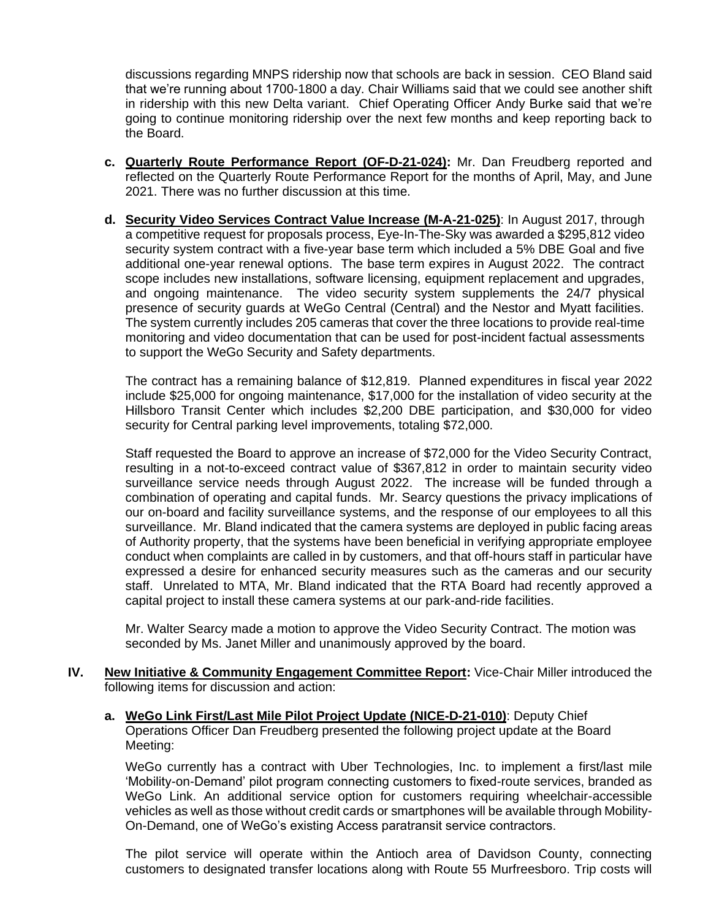discussions regarding MNPS ridership now that schools are back in session. CEO Bland said that we're running about 1700-1800 a day. Chair Williams said that we could see another shift in ridership with this new Delta variant. Chief Operating Officer Andy Burke said that we're going to continue monitoring ridership over the next few months and keep reporting back to the Board.

c. **Quarterly Route Performance Report (OF-D-21-024):** Mr. Dan Freudberg reported and reflected on the Quarterly Route Performance Report for the months of April, May, and June 2021. There was no further discussion at this time.

d. **Security Video Services Contract Value Increase (M-A-21-025)**: In August 2017, through a competitive request for proposals process, Eye-In-The-Sky was awarded a $295,812 video security system contract with a five-year base term which included a 5% DBE Goal and five additional one-year renewal options. The base term expires in August 2022. The contract scope includes new installations, software licensing, equipment replacement and upgrades, and ongoing maintenance. The video security system supplements the 24/7 physical presence of security guards at WeGo Central (Central) and the Nestor and Myatt facilities. The system currently includes 205 cameras that cover the three locations to provide real-time monitoring and video documentation that can be used for post-incident factual assessments to support the WeGo Security and Safety departments.

   The contract has a remaining balance of $12,819. Planned expenditures in fiscal year 2022 include $25,000 for ongoing maintenance, $17,000 for the installation of video security at the Hillsboro Transit Center which includes $2,200 DBE participation, and $30,000 for video security for Central parking level improvements, totaling $72,000.

   Staff requested the Board to approve an increase of $72,000 for the Video Security Contract, resulting in a not-to-exceed contract value of $367,812 in order to maintain security video surveillance service needs through August 2022. The increase will be funded through a combination of operating and capital funds. Mr. Searcy questions the privacy implications of our on-board and facility surveillance systems, and the response of our employees to all this surveillance. Mr. Bland indicated that the camera systems are deployed in public facing areas of Authority property, that the systems have been beneficial in verifying appropriate employee conduct when complaints are called in by customers, and that off-hours staff in particular have expressed a desire for enhanced security measures such as the cameras and our security staff. Unrelated to MTA, Mr. Bland indicated that the RTA Board had recently approved a capital project to install these camera systems at our park-and-ride facilities.

   Mr. Walter Searcy made a motion to approve the Video Security Contract. The motion was seconded by Ms. Janet Miller and unanimously approved by the board.

IV. **New Initiative & Community Engagement Committee Report:** Vice-Chair Miller introduced the following items for discussion and action:

a. **WeGo Link First/Last Mile Pilot Project Update (NICE-D-21-010)**: Deputy Chief Operations Officer Dan Freudberg presented the following project update at the Board Meeting:

   WeGo currently has a contract with Uber Technologies, Inc. to implement a first/last mile 'Mobility-on-Demand' pilot program connecting customers to fixed-route services, branded as WeGo Link. An additional service option for customers requiring wheelchair-accessible vehicles as well as those without credit cards or smartphones will be available through Mobility-On-Demand, one of WeGo's existing Access paratransit service contractors.

   The pilot service will operate within the Antioch area of Davidson County, connecting customers to designated transfer locations along with Route 55 Murfreesboro. Trip costs will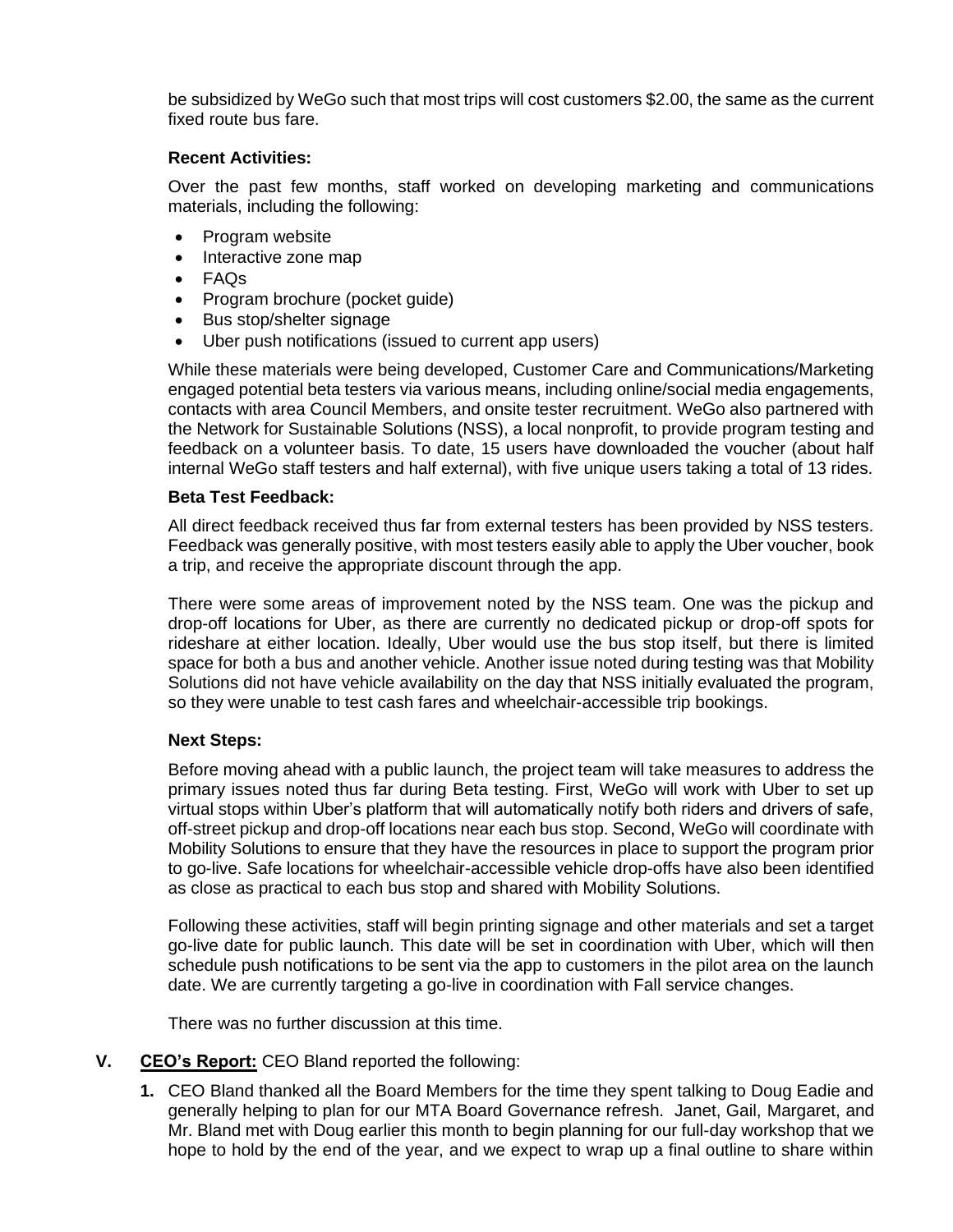be subsidized by WeGo such that most trips will cost customers $2.00, the same as the current fixed route bus fare.

**Recent Activities:**

Over the past few months, staff worked on developing marketing and communications materials, including the following:

- Program website
- Interactive zone map
- FAQs
- Program brochure (pocket guide)
- Bus stop/shelter signage
- Uber push notifications (issued to current app users)

While these materials were being developed, Customer Care and Communications/Marketing engaged potential beta testers via various means, including online/social media engagements, contacts with area Council Members, and onsite tester recruitment. WeGo also partnered with the Network for Sustainable Solutions (NSS), a local nonprofit, to provide program testing and feedback on a volunteer basis. To date, 15 users have downloaded the voucher (about half internal WeGo staff testers and half external), with five unique users taking a total of 13 rides.

**Beta Test Feedback:**

All direct feedback received thus far from external testers has been provided by NSS testers. Feedback was generally positive, with most testers easily able to apply the Uber voucher, book a trip, and receive the appropriate discount through the app.

There were some areas of improvement noted by the NSS team. One was the pickup and drop-off locations for Uber, as there are currently no dedicated pickup or drop-off spots for rideshare at either location. Ideally, Uber would use the bus stop itself, but there is limited space for both a bus and another vehicle. Another issue noted during testing was that Mobility Solutions did not have vehicle availability on the day that NSS initially evaluated the program, so they were unable to test cash fares and wheelchair-accessible trip bookings.

**Next Steps:**

Before moving ahead with a public launch, the project team will take measures to address the primary issues noted thus far during Beta testing. First, WeGo will work with Uber to set up virtual stops within Uber's platform that will automatically notify both riders and drivers of safe, off-street pickup and drop-off locations near each bus stop. Second, WeGo will coordinate with Mobility Solutions to ensure that they have the resources in place to support the program prior to go-live. Safe locations for wheelchair-accessible vehicle drop-offs have also been identified as close as practical to each bus stop and shared with Mobility Solutions.

Following these activities, staff will begin printing signage and other materials and set a target go-live date for public launch. This date will be set in coordination with Uber, which will then schedule push notifications to be sent via the app to customers in the pilot area on the launch date. We are currently targeting a go-live in coordination with Fall service changes.

There was no further discussion at this time.

**V. <u>CEO's Report:</u>** CEO Bland reported the following:

1. CEO Bland thanked all the Board Members for the time they spent talking to Doug Eadie and generally helping to plan for our MTA Board Governance refresh. Janet, Gail, Margaret, and Mr. Bland met with Doug earlier this month to begin planning for our full-day workshop that we hope to hold by the end of the year, and we expect to wrap up a final outline to share within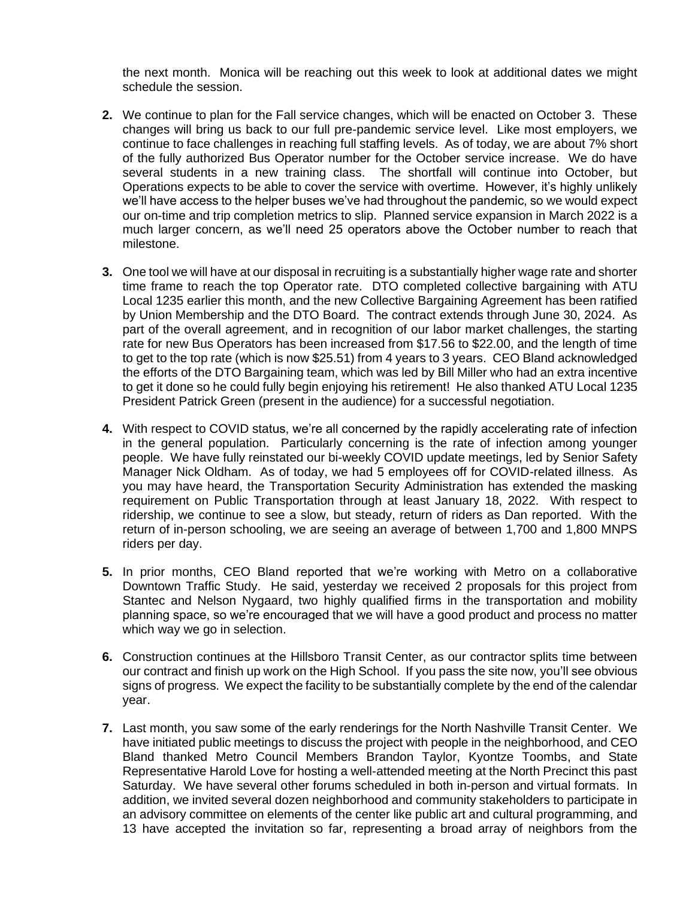the next month. Monica will be reaching out this week to look at additional dates we might schedule the session.

2. We continue to plan for the Fall service changes, which will be enacted on October 3. These changes will bring us back to our full pre-pandemic service level. Like most employers, we continue to face challenges in reaching full staffing levels. As of today, we are about 7% short of the fully authorized Bus Operator number for the October service increase. We do have several students in a new training class. The shortfall will continue into October, but Operations expects to be able to cover the service with overtime. However, it's highly unlikely we'll have access to the helper buses we've had throughout the pandemic, so we would expect our on-time and trip completion metrics to slip. Planned service expansion in March 2022 is a much larger concern, as we'll need 25 operators above the October number to reach that milestone.

3. One tool we will have at our disposal in recruiting is a substantially higher wage rate and shorter time frame to reach the top Operator rate. DTO completed collective bargaining with ATU Local 1235 earlier this month, and the new Collective Bargaining Agreement has been ratified by Union Membership and the DTO Board. The contract extends through June 30, 2024. As part of the overall agreement, and in recognition of our labor market challenges, the starting rate for new Bus Operators has been increased from $17.56 to $22.00, and the length of time to get to the top rate (which is now $25.51) from 4 years to 3 years. CEO Bland acknowledged the efforts of the DTO Bargaining team, which was led by Bill Miller who had an extra incentive to get it done so he could fully begin enjoying his retirement! He also thanked ATU Local 1235 President Patrick Green (present in the audience) for a successful negotiation.

4. With respect to COVID status, we're all concerned by the rapidly accelerating rate of infection in the general population. Particularly concerning is the rate of infection among younger people. We have fully reinstated our bi-weekly COVID update meetings, led by Senior Safety Manager Nick Oldham. As of today, we had 5 employees off for COVID-related illness. As you may have heard, the Transportation Security Administration has extended the masking requirement on Public Transportation through at least January 18, 2022. With respect to ridership, we continue to see a slow, but steady, return of riders as Dan reported. With the return of in-person schooling, we are seeing an average of between 1,700 and 1,800 MNPS riders per day.

5. In prior months, CEO Bland reported that we're working with Metro on a collaborative Downtown Traffic Study. He said, yesterday we received 2 proposals for this project from Stantec and Nelson Nygaard, two highly qualified firms in the transportation and mobility planning space, so we're encouraged that we will have a good product and process no matter which way we go in selection.

6. Construction continues at the Hillsboro Transit Center, as our contractor splits time between our contract and finish up work on the High School. If you pass the site now, you'll see obvious signs of progress. We expect the facility to be substantially complete by the end of the calendar year.

7. Last month, you saw some of the early renderings for the North Nashville Transit Center. We have initiated public meetings to discuss the project with people in the neighborhood, and CEO Bland thanked Metro Council Members Brandon Taylor, Kyontze Toombs, and State Representative Harold Love for hosting a well-attended meeting at the North Precinct this past Saturday. We have several other forums scheduled in both in-person and virtual formats. In addition, we invited several dozen neighborhood and community stakeholders to participate in an advisory committee on elements of the center like public art and cultural programming, and 13 have accepted the invitation so far, representing a broad array of neighbors from the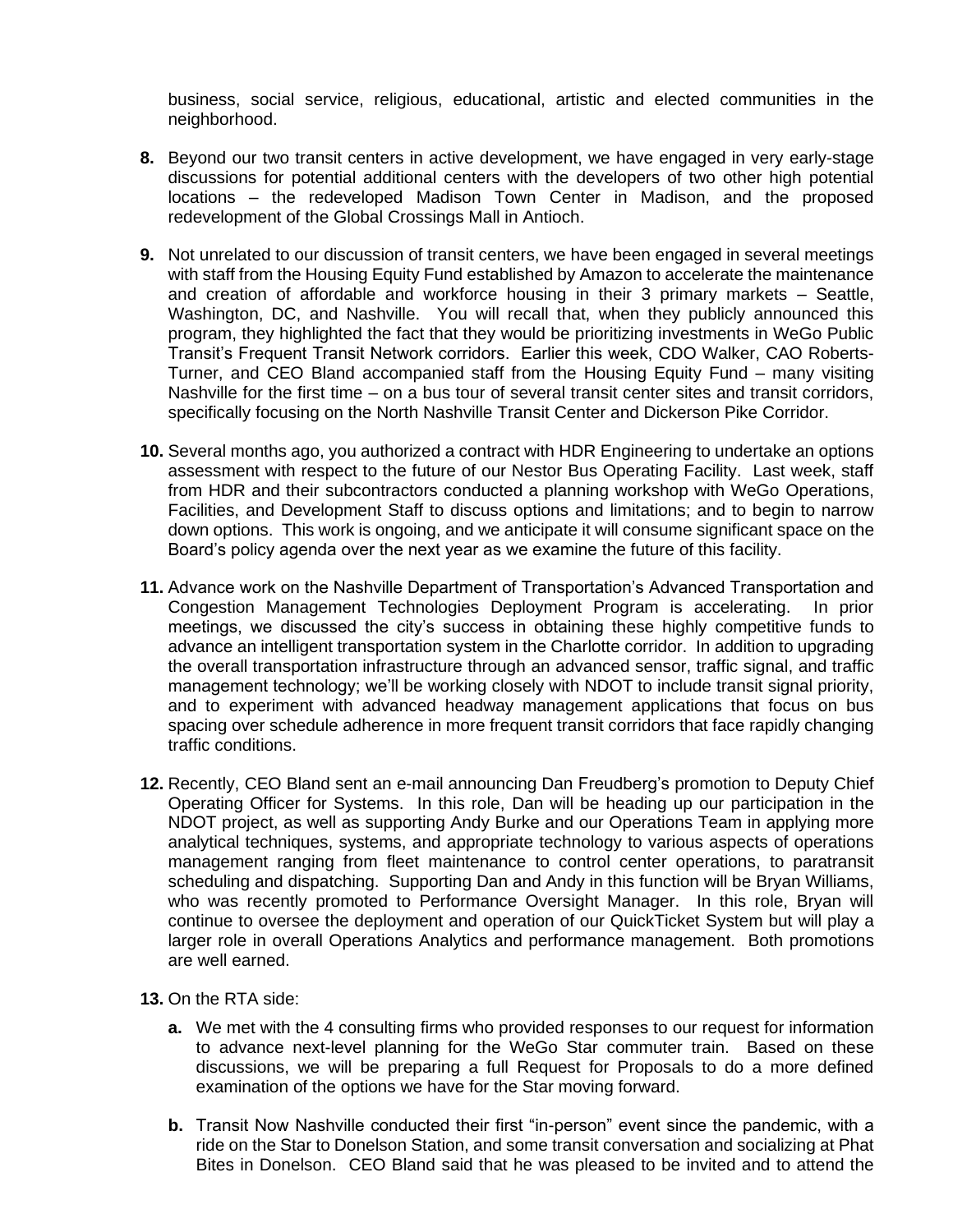business, social service, religious, educational, artistic and elected communities in the neighborhood.

**8.** Beyond our two transit centers in active development, we have engaged in very early-stage discussions for potential additional centers with the developers of two other high potential locations – the redeveloped Madison Town Center in Madison, and the proposed redevelopment of the Global Crossings Mall in Antioch.

**9.** Not unrelated to our discussion of transit centers, we have been engaged in several meetings with staff from the Housing Equity Fund established by Amazon to accelerate the maintenance and creation of affordable and workforce housing in their 3 primary markets – Seattle, Washington, DC, and Nashville. You will recall that, when they publicly announced this program, they highlighted the fact that they would be prioritizing investments in WeGo Public Transit's Frequent Transit Network corridors. Earlier this week, CDO Walker, CAO Roberts-Turner, and CEO Bland accompanied staff from the Housing Equity Fund – many visiting Nashville for the first time – on a bus tour of several transit center sites and transit corridors, specifically focusing on the North Nashville Transit Center and Dickerson Pike Corridor.

**10.** Several months ago, you authorized a contract with HDR Engineering to undertake an options assessment with respect to the future of our Nestor Bus Operating Facility. Last week, staff from HDR and their subcontractors conducted a planning workshop with WeGo Operations, Facilities, and Development Staff to discuss options and limitations; and to begin to narrow down options. This work is ongoing, and we anticipate it will consume significant space on the Board's policy agenda over the next year as we examine the future of this facility.

**11.** Advance work on the Nashville Department of Transportation's Advanced Transportation and Congestion Management Technologies Deployment Program is accelerating. In prior meetings, we discussed the city's success in obtaining these highly competitive funds to advance an intelligent transportation system in the Charlotte corridor. In addition to upgrading the overall transportation infrastructure through an advanced sensor, traffic signal, and traffic management technology; we'll be working closely with NDOT to include transit signal priority, and to experiment with advanced headway management applications that focus on bus spacing over schedule adherence in more frequent transit corridors that face rapidly changing traffic conditions.

**12.** Recently, CEO Bland sent an e-mail announcing Dan Freudberg's promotion to Deputy Chief Operating Officer for Systems. In this role, Dan will be heading up our participation in the NDOT project, as well as supporting Andy Burke and our Operations Team in applying more analytical techniques, systems, and appropriate technology to various aspects of operations management ranging from fleet maintenance to control center operations, to paratransit scheduling and dispatching. Supporting Dan and Andy in this function will be Bryan Williams, who was recently promoted to Performance Oversight Manager. In this role, Bryan will continue to oversee the deployment and operation of our QuickTicket System but will play a larger role in overall Operations Analytics and performance management. Both promotions are well earned.

**13.** On the RTA side:

   **a.** We met with the 4 consulting firms who provided responses to our request for information to advance next-level planning for the WeGo Star commuter train. Based on these discussions, we will be preparing a full Request for Proposals to do a more defined examination of the options we have for the Star moving forward.

   **b.** Transit Now Nashville conducted their first "in-person" event since the pandemic, with a ride on the Star to Donelson Station, and some transit conversation and socializing at Phat Bites in Donelson. CEO Bland said that he was pleased to be invited and to attend the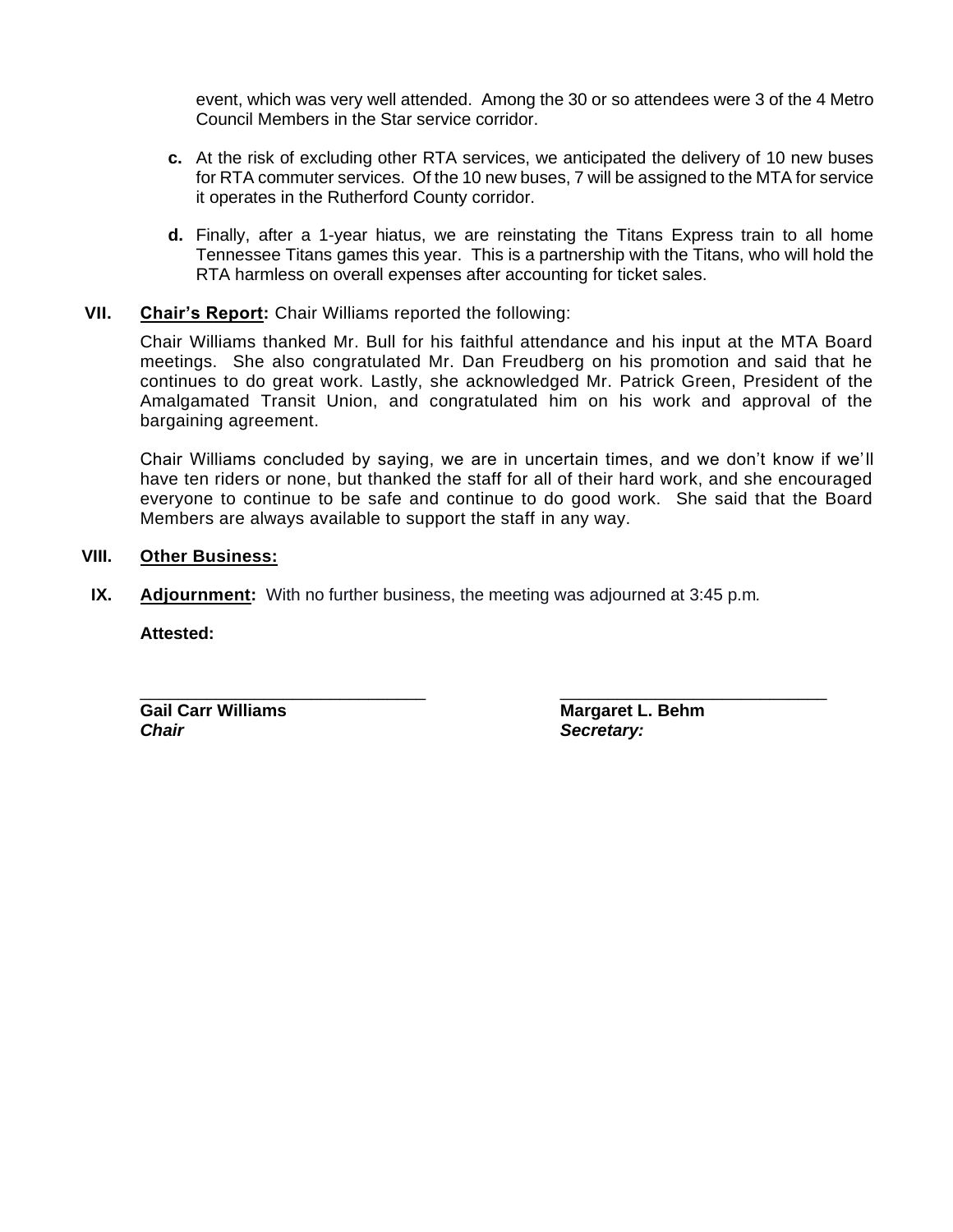event, which was very well attended. Among the 30 or so attendees were 3 of the 4 Metro Council Members in the Star service corridor.

- **c.** At the risk of excluding other RTA services, we anticipated the delivery of 10 new buses for RTA commuter services. Of the 10 new buses, 7 will be assigned to the MTA for service it operates in the Rutherford County corridor.

- **d.** Finally, after a 1-year hiatus, we are reinstating the Titans Express train to all home Tennessee Titans games this year. This is a partnership with the Titans, who will hold the RTA harmless on overall expenses after accounting for ticket sales.

**VII. <u>Chair's Report</u>:** Chair Williams reported the following:

Chair Williams thanked Mr. Bull for his faithful attendance and his input at the MTA Board meetings. She also congratulated Mr. Dan Freudberg on his promotion and said that he continues to do great work. Lastly, she acknowledged Mr. Patrick Green, President of the Amalgamated Transit Union, and congratulated him on his work and approval of the bargaining agreement.

Chair Williams concluded by saying, we are in uncertain times, and we don't know if we'll have ten riders or none, but thanked the staff for all of their hard work, and she encouraged everyone to continue to be safe and continue to do good work. She said that the Board Members are always available to support the staff in any way.

**VIII. <u>Other Business:</u>**

**IX. <u>Adjournment</u>:** With no further business, the meeting was adjourned at 3:45 p.m.

**Attested:**

| | |
|---|---|
| ______________________________ | ______________________________ |
| **Gail Carr Williams** | **Margaret L. Behm** |
| ***Chair*** | ***Secretary:*** |